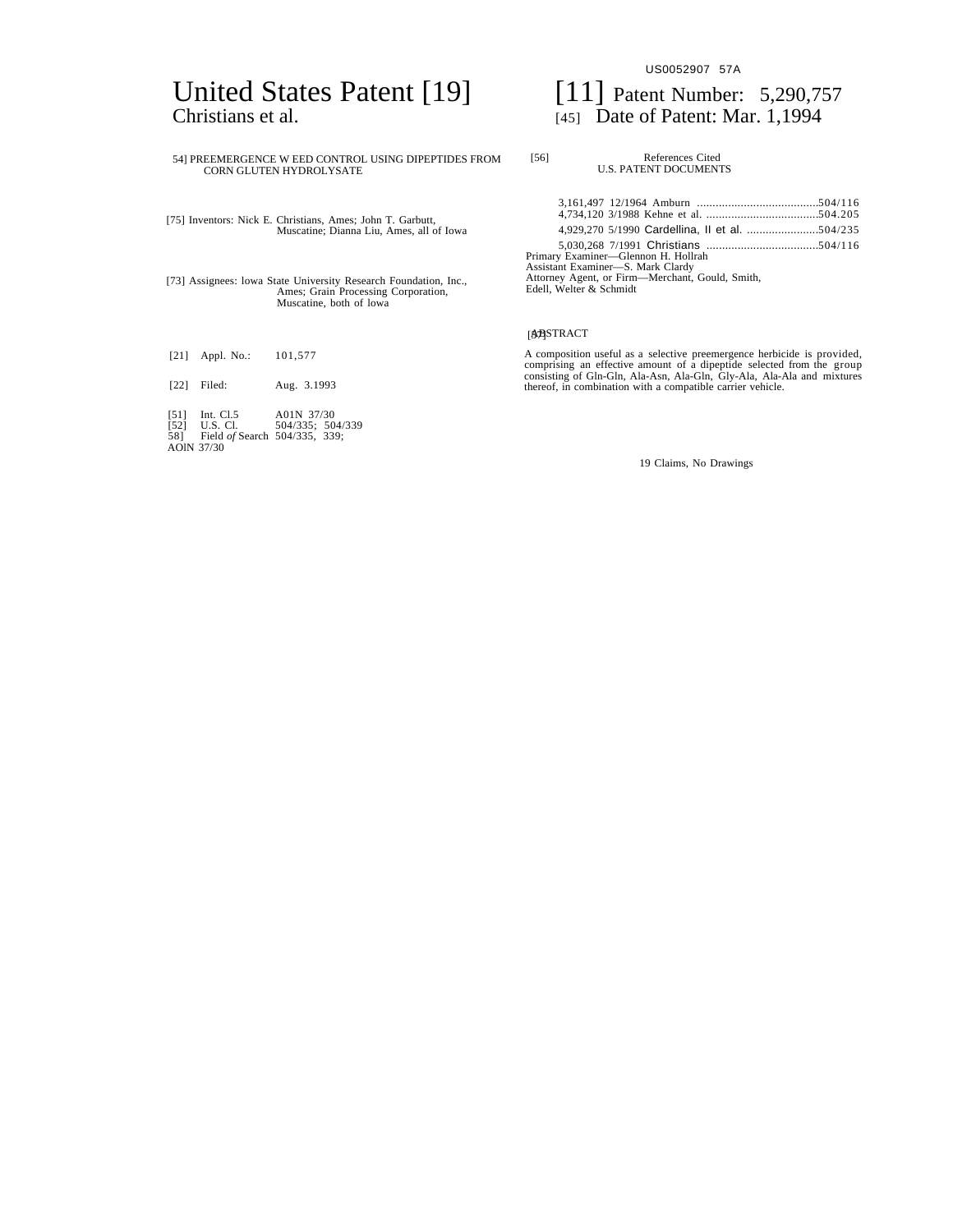US0052907 57A

# United States Patent [19]

Christians et al.

[11] Patent Number: 5,290,757

[45] Date of Patent: Mar. 1,1994

[54] PREEMERGENCE W EED CONTROL USING DIPEPTIDES FROM CORN GLUTEN HYDROLYSATE

[75] Inventors: Nick E. Christians, Ames; John T. Garbutt, Muscatine; Dianna Liu, Ames, all of Iowa

[73] Assignees: lowa State University Research Foundation, Inc., Ames; Grain Processing Corporation, Muscatine, both of lowa

[21] Appl. No.: 101,577

[22] Filed: Aug. 3.1993

[51] Int. Cl.5 A01N 37/30

[52] U.S. Cl. 504/335; 504/339

[58] Field of Search 504/335, 339; AOlN 37/30

[56] References Cited

U.S. PATENT DOCUMENTS

3,161,497 12/1964 Amburn ....................................504/116

4,734,120 3/1988 Kehne et al. ....................................504.205

4,929,270 5/1990 Cardellina, II et al. .......................504/235

5,030,268 7/1991 Christians ....................................504/116

Primary Examiner—Glennon H. Hollrah

Assistant Examiner—S. Mark Clardy

Attorney Agent, or Firm—Merchant, Gould, Smith, Edell, Welter & Schmidt

[57] ABSTRACT

A composition useful as a selective preemergence herbicide is provided, comprising an effective amount of a dipeptide selected from the group consisting of Gln-Gln, Ala-Asn, Ala-Gln, Gly-Ala, Ala-Ala and mixtures thereof, in combination with a compatible carrier vehicle.

19 Claims, No Drawings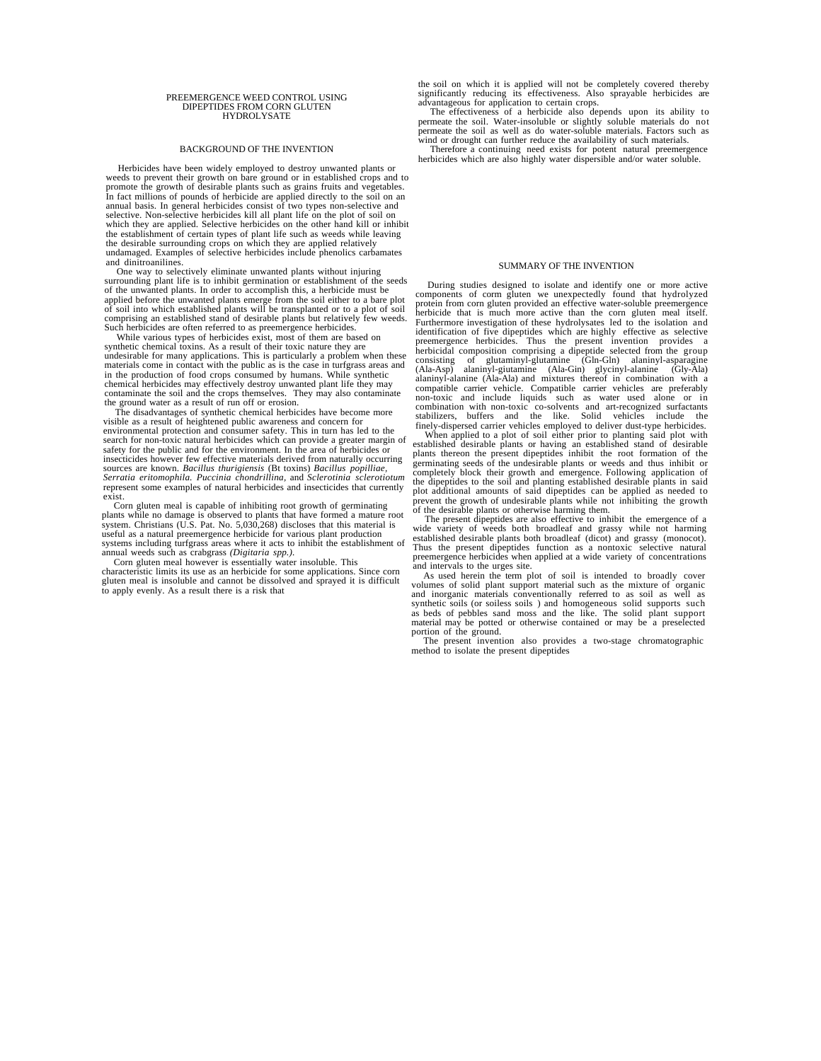# PREEMERGENCE WEED CONTROL USING DIPEPTIDES FROM CORN GLUTEN HYDROLYSATE

## BACKGROUND OF THE INVENTION

Herbicides have been widely employed to destroy unwanted plants or weeds to prevent their growth on bare ground or in established crops and to promote the growth of desirable plants such as grains fruits and vegetables. In fact millions of pounds of herbicide are applied directly to the soil on an annual basis. In general herbicides consist of two types non-selective and selective. Non-selective herbicides kill all plant life on the plot of soil on which they are applied. Selective herbicides on the other hand kill or inhibit the establishment of certain types of plant life such as weeds while leaving the desirable surrounding crops on which they are applied relatively undamaged. Examples of selective herbicides include phenolics carbamates and dinitroanilines.

One way to selectively eliminate unwanted plants without injuring surrounding plant life is to inhibit germination or establishment of the seeds of the unwanted plants. In order to accomplish this, a herbicide must be applied before the unwanted plants emerge from the soil either to a bare plot of soil into which established plants will be transplanted or to a plot of soil comprising an established stand of desirable plants but relatively few weeds. Such herbicides are often referred to as preemergence herbicides.

While various types of herbicides exist, most of them are based on synthetic chemical toxins. As a result of their toxic nature they are undesirable for many applications. This is particularly a problem when these materials come in contact with the public as is the case in turfgrass areas and in the production of food crops consumed by humans. While synthetic chemical herbicides may effectively destroy unwanted plant life they may contaminate the soil and the crops themselves. They may also contaminate the ground water as a result of run off or erosion.

The disadvantages of synthetic chemical herbicides have become more visible as a result of heightened public awareness and concern for environmental protection and consumer safety. This in turn has led to the search for non-toxic natural herbicides which can provide a greater margin of safety for the public and for the environment. In the area of herbicides or insecticides however few effective materials derived from naturally occurring sources are known. *Bacillus thurigiensis* (Bt toxins) *Bacillus popilliae, Serratia eritomophila. Puccinia chondrillina*, and *Sclerotinia sclerotiotum* represent some examples of natural herbicides and insecticides that currently exist.

Corn gluten meal is capable of inhibiting root growth of germinating plants while no damage is observed to plants that have formed a mature root system. Christians (U.S. Pat. No. 5,030,268) discloses that this material is useful as a natural preemergence herbicide for various plant production systems including turfgrass areas where it acts to inhibit the establishment of annual weeds such as crabgrass *(Digitaria spp.)*.

Corn gluten meal however is essentially water insoluble. This characteristic limits its use as an herbicide for some applications. Since corn gluten meal is insoluble and cannot be dissolved and sprayed it is difficult to apply evenly. As a result there is a risk that the soil on which it is applied will not be completely covered thereby significantly reducing its effectiveness. Also sprayable herbicides are advantageous for application to certain crops.

The effectiveness of a herbicide also depends upon its ability to permeate the soil. Water-insoluble or slightly soluble materials do not permeate the soil as well as do water-soluble materials. Factors such as wind or drought can further reduce the availability of such materials.

Therefore a continuing need exists for potent natural preemergence herbicides which are also highly water dispersible and/or water soluble.

## SUMMARY OF THE INVENTION

During studies designed to isolate and identify one or more active components of corm gluten we unexpectedly found that hydrolyzed protein from corn gluten provided an effective water-soluble preemergence herbicide that is much more active than the corn gluten meal itself. Furthermore investigation of these hydrolysates led to the isolation and identification of five dipeptides which are highly effective as selective preemergence herbicides. Thus the present invention provides a herbicidal composition comprising a dipeptide selected from the group consisting of glutaminyl-glutamine (Gln-Gln) alaninyl-asparagine (Ala-Asp) alaninyl-giutamine (Ala-Gin) glycinyl-alanine (Gly-Ala) alaninyl-alanine (Ala-Ala) and mixtures thereof in combination with a compatible carrier vehicle. Compatible carrier vehicles are preferably non-toxic and include liquids such as water used alone or in combination with non-toxic co-solvents and art-recognized surfactants stabilizers, buffers and the like. Solid vehicles include the finely-dispersed carrier vehicles employed to deliver dust-type herbicides.

When applied to a plot of soil either prior to planting said plot with established desirable plants or having an established stand of desirable plants thereon the present dipeptides inhibit the root formation of the germinating seeds of the undesirable plants or weeds and thus inhibit or completely block their growth and emergence. Following application of the dipeptides to the soil and planting established desirable plants in said plot additional amounts of said dipeptides can be applied as needed to prevent the growth of undesirable plants while not inhibiting the growth of the desirable plants or otherwise harming them.

The present dipeptides are also effective to inhibit the emergence of a wide variety of weeds both broadleaf and grassy while not harming established desirable plants both broadleaf (dicot) and grassy (monocot). Thus the present dipeptides function as a nontoxic selective natural preemergence herbicides when applied at a wide variety of concentrations and intervals to the urges site.

As used herein the term plot of soil is intended to broadly cover volumes of solid plant support material such as the mixture of organic and inorganic materials conventionally referred to as soil as well as synthetic soils (or soiless soils ) and homogeneous solid supports such as beds of pebbles sand moss and the like. The solid plant support material may be potted or otherwise contained or may be a preselected portion of the ground.

The present invention also provides a two-stage chromatographic method to isolate the present dipeptides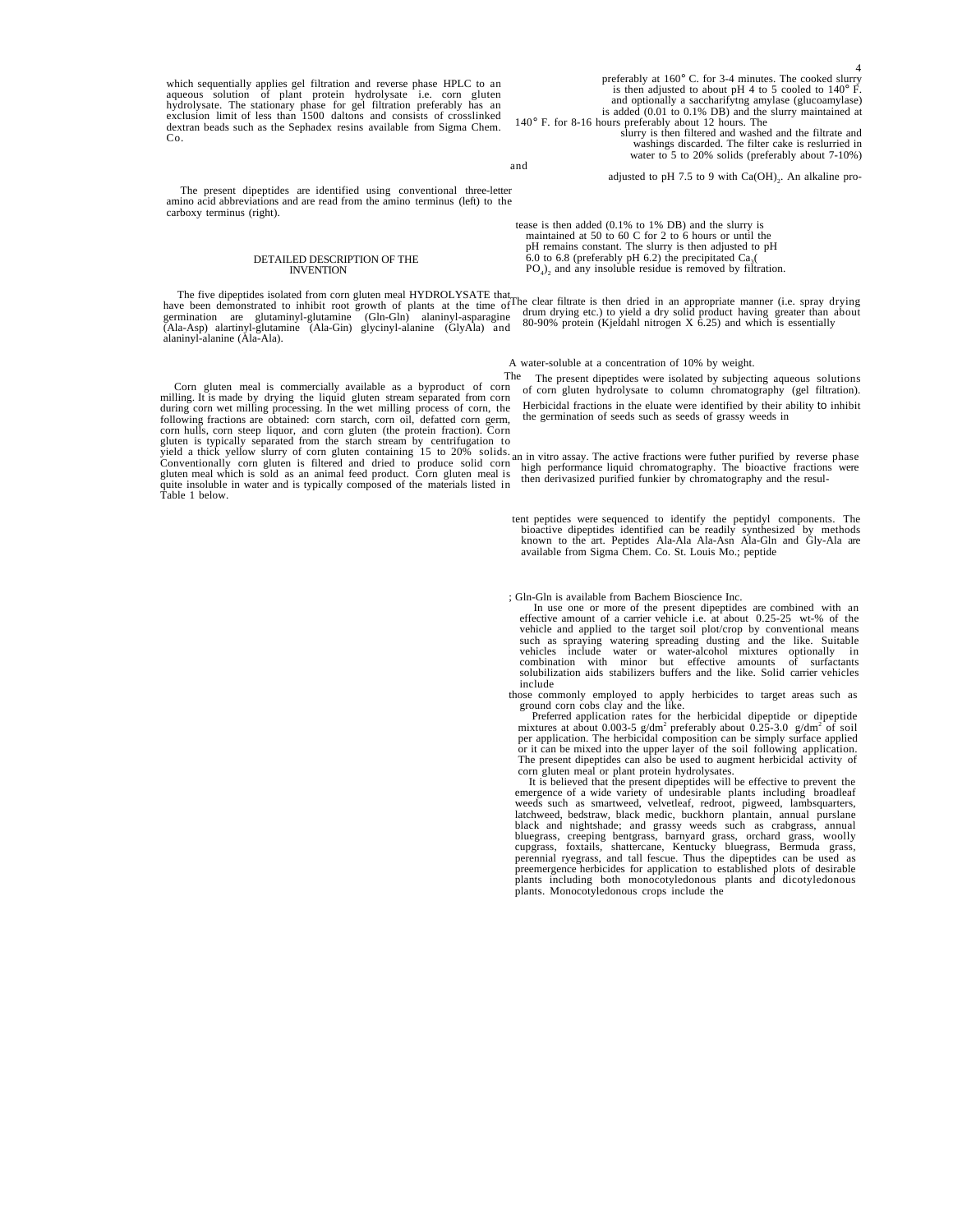which sequentially applies gel filtration and reverse phase HPLC to an aqueous solution of plant protein hydrolysate i.e. corn gluten hydrolysate. The stationary phase for gel filtration preferably has an exclusion limit of less than 1500 daltons and consists of crosslinked dextran beads such as the Sephadex resins available from Sigma Chem. Co.

The present dipeptides are identified using conventional three-letter amino acid abbreviations and are read from the amino terminus (left) to the carboxy terminus (right).

## DETAILED DESCRIPTION OF THE INVENTION

The five dipeptides isolated from corn gluten meal HYDROLYSATE that have been demonstrated to inhibit root growth of plants at the time of germination are glutaminyl-glutamine (Gln-Gln) alaninyl-asparagine (Ala-Asp) alartinyl-glutamine (Ala-Gin) glycinyl-alanine (GlyAla) and alaninyl-alanine (Ala-Ala).

Corn gluten meal is commercially available as a byproduct of corn milling. It is made by drying the liquid gluten stream separated from corn during corn wet milling processing. In the wet milling process of corn, the following fractions are obtained: corn starch, corn oil, defatted corn germ, corn hulls, corn steep liquor, and corn gluten (the protein fraction). Corn gluten is typically separated from the starch stream by centrifugation to yield a thick yellow slurry of corn gluten containing 15 to 20% solids. Conventionally corn gluten is filtered and dried to produce solid corn gluten meal which is sold as an animal feed product. Corn gluten meal is quite insoluble in water and is typically composed of the materials listed in Table 1 below.

preferably at 160° C. for 3-4 minutes. The cooked slurry is then adjusted to about pH 4 to 5 cooled to 140° F. and optionally a saccharifytng amylase (glucoamylase) is added (0.01 to 0.1% DB) and the slurry maintained at 140° F. for 8-16 hours preferably about 12 hours. The slurry is then filtered and washed and the filtrate and washings discarded. The filter cake is reslurried in water to 5 to 20% solids (preferably about 7-10%) and adjusted to pH 7.5 to 9 with $Ca(OH)_2$. An alkaline protease is then added (0.1% to 1% DB) and the slurry is maintained at 50 to 60 C for 2 to 6 hours or until the pH remains constant. The slurry is then adjusted to pH 6.0 to 6.8 (preferably pH 6.2) the precipitated $Ca_3(PO_4)_2$ and any insoluble residue is removed by filtration. The clear filtrate is then dried in an appropriate manner (i.e. spray drying drum drying etc.) to yield a dry solid product having greater than about 80-90% protein (Kjeldahl nitrogen X 6.25) and which is essentially water-soluble at a concentration of 10% by weight.

The present dipeptides were isolated by subjecting aqueous solutions of corn gluten hydrolysate to column chromatography (gel filtration). Herbicidal fractions in the eluate were identified by their ability to inhibit the germination of seeds such as seeds of grassy weeds in an in vitro assay. The active fractions were futher purified by reverse phase high performance liquid chromatography. The bioactive fractions were then derivasized purified funkier by chromatography and the resultent peptides were sequenced to identify the peptidyl components. The bioactive dipeptides identified can be readily synthesized by methods known to the art. Peptides Ala-Ala Ala-Asn Ala-Gln and Gly-Ala are available from Sigma Chem. Co. St. Louis Mo.; peptide Gln-Gln is available from Bachem Bioscience Inc.

In use one or more of the present dipeptides are combined with an effective amount of a carrier vehicle i.e. at about 0.25-25 wt-% of the vehicle and applied to the target soil plot/crop by conventional means such as spraying watering spreading dusting and the like. Suitable vehicles include water or water-alcohol mixtures optionally in combination with minor but effective amounts of surfactants solubilization aids stabilizers buffers and the like. Solid carrier vehicles include those commonly employed to apply herbicides to target areas such as ground corn cobs clay and the like.

Preferred application rates for the herbicidal dipeptide or dipeptide mixtures at about 0.003-5 g/dm$^2$ preferably about 0.25-3.0 g/dm$^2$ of soil per application. The herbicidal composition can be simply surface applied or it can be mixed into the upper layer of the soil following application. The present dipeptides can also be used to augment herbicidal activity of corn gluten meal or plant protein hydrolysates.

It is believed that the present dipeptides will be effective to prevent the emergence of a wide variety of undesirable plants including broadleaf weeds such as smartweed, velvetleaf, redroot, pigweed, lambsquarters, latchweed, bedstraw, black medic, buckhorn plantain, annual purslane black and nightshade; and grassy weeds such as crabgrass, annual bluegrass, creeping bentgrass, barnyard grass, orchard grass, woolly cupgrass, foxtails, shattercane, Kentucky bluegrass, Bermuda grass, perennial ryegrass, and tall fescue. Thus the dipeptides can be used as preemergence herbicides for application to established plots of desirable plants including both monocotyledonous plants and dicotyledonous plants. Monocotyledonous crops include the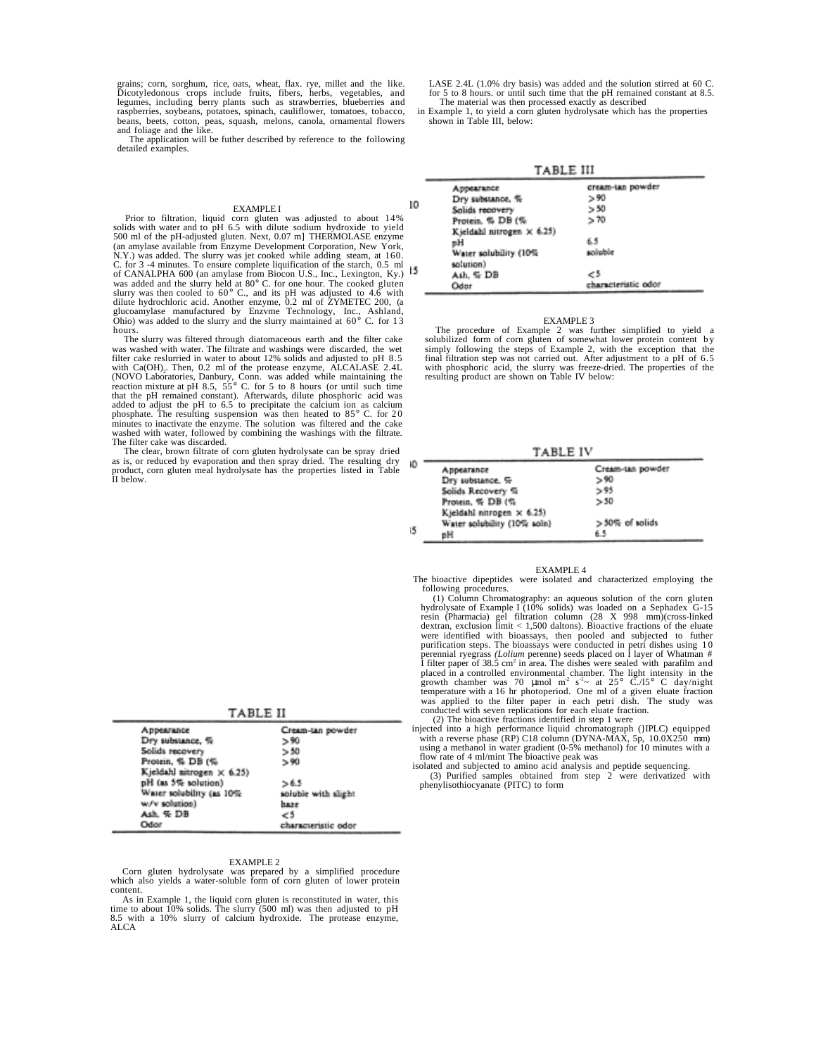grains; corn, sorghum, rice, oats, wheat, flax. rye, millet and the like. Dicotyledonous crops include fruits, fibers, herbs, vegetables, and legumes, including berry plants such as strawberries, blueberries and raspberries, soybeans, potatoes, spinach, cauliflower, tomatoes, tobacco, beans, beets, cotton, peas, squash, melons, canola, ornamental flowers and foliage and the like.

The application will be futher described by reference to the following detailed examples.

## EXAMPLE I

Prior to filtration, liquid corn gluten was adjusted to about 14% solids with water and to pH 6.5 with dilute sodium hydroxide to yield 500 ml of the pH-adjusted gluten. Next, 0.07 m] THERMOLASE enzyme (an amylase available from Enzyme Development Corporation, New York, N.Y.) was added. The slurry was jet cooked while adding steam, at 160. C. for 3 -4 minutes. To ensure complete liquification of the starch, 0.5 ml of CANALPHA 600 (an amylase from Biocon U.S., Inc., Lexington, Ky.) was added and the slurry held at 80° C. for one hour. The cooked gluten slurry was then cooled to 60° C., and its pH was adjusted to 4.6 with dilute hydrochloric acid. Another enzyme, 0.2 ml of ZYMETEC 200, (a glucoamylase manufactured by Enzvme Technology, Inc., Ashland, Ohio) was added to the slurry and the slurry maintained at 60° C. for 13 hours.

The slurry was filtered through diatomaceous earth and the filter cake was washed with water. The filtrate and washings were discarded, the wet filter cake reslurried in water to about 12% solids and adjusted to pH 8.5 with $Ca(OH)_2$. Then, 0.2 ml of the protease enzyme, ALCALASE 2.4L (NOVO Laboratories, Danbury, Conn. was added while maintaining the reaction mixture at pH 8.5, 55° C. for 5 to 8 hours (or until such time that the pH remained constant). Afterwards, dilute phosphoric acid was added to adjust the pH to 6.5 to precipitate the calcium ion as calcium phosphate. The resulting suspension was then heated to 85° C. for 20 minutes to inactivate the enzyme. The solution was filtered and the cake washed with water, followed by combining the washings with the filtrate. The filter cake was discarded.

The clear, brown filtrate of corn gluten hydrolysate can be spray dried as is, or reduced by evaporation and then spray dried. The resulting dry product, corn gluten meal hydrolysate has the properties listed in Table II below.

TABLE II

| | |
|---|---|
| Appearance | Cream-tan powder |
| Dry substance, % | >90 |
| Solids recovery | >50 |
| Protein, % DB (% Kjeldahl nitrogen × 6.25) | >90 |
| pH (as 5% solution) | >6.5 |
| Water solubility (as 10% w/v solution) | soluble with slight haze |
| Ash, % DB | <5 |
| Odor | characteristic odor |

## EXAMPLE 2

Corn gluten hydrolysate was prepared by a simplified procedure which also yields a water-soluble form of corn gluten of lower protein content.

As in Example 1, the liquid corn gluten is reconstituted in water, this time to about 10% solids. The slurry (500 ml) was then adjusted to pH 8.5 with a 10% slurry of calcium hydroxide. The protease enzyme, ALCALASE 2.4L (1.0% dry basis) was added and the solution stirred at 60 C. for 5 to 8 hours. or until such time that the pH remained constant at 8.5. The material was then processed exactly as described in Example 1, to yield a corn gluten hydrolysate which has the properties shown in Table III, below:

TABLE III

| | |
|---|---|
| Appearance | cream-tan powder |
| Dry substance, % | >90 |
| Solids recovery | >50 |
| Protein, % DB (% Kjeldahl nitrogen × 6.25) | >70 |
| pH | 6.5 |
| Water solubility (10% solution) | soluble |
| Ash, % DB | <5 |
| Odor | characteristic odor |

## EXAMPLE 3

The procedure of Example 2 was further simplified to yield a solubilized form of corn gluten of somewhat lower protein content by simply following the steps of Example 2, with the exception that the final filtration step was not carried out. After adjustment to a pH of 6.5 with phosphoric acid, the slurry was freeze-dried. The properties of the resulting product are shown on Table IV below:

TABLE IV

| | |
|---|---|
| Appearance | Cream-tan powder |
| Dry substance, % | >90 |
| Solids Recovery % | >95 |
| Protein, % DB (% Kjeldahl nitrogen × 6.25) | >50 |
| Water solubility (10% soln) | >50% of solids |
| pH | 6.5 |

## EXAMPLE 4

The bioactive dipeptides were isolated and characterized employing the following procedures.

(1) Column Chromatography: an aqueous solution of the corn gluten hydrolysate of Example I (10% solids) was loaded on a Sephadex G-15 resin (Pharmacia) gel filtration column (28 X 998 mm)(cross-linked dextran, exclusion limit < 1,500 daltons). Bioactive fractions of the eluate were identified with bioassays, then pooled and subjected to futher purification steps. The bioassays were conducted in petri dishes using 10 perennial ryegrass (*Lolium* perenne) seeds placed on I layer of Whatman # I filter paper of 38.5 $cm^2$ in area. The dishes were sealed with parafilm and placed in a controlled environmental chamber. The light intensity in the growth chamber was 70 μmol $m^{-2}$ $s^{-1}$~ at 25° C./15° C day/night temperature with a 16 hr photoperiod. One ml of a given eluate fraction was applied to the filter paper in each petri dish. The study was conducted with seven replications for each eluate fraction.

(2) The bioactive fractions identified in step 1 were injected into a high performance liquid chromatograph (}IPLC) equipped with a reverse phase (RP) C18 column (DYNA-MAX, 5p, 10.0X250 mm) using a methanol in water gradient (0-5% methanol) for 10 minutes with a flow rate of 4 ml/mint The bioactive peak was isolated and subjected to amino acid analysis and peptide sequencing.

(3) Purified samples obtained from step 2 were derivatized with phenylisothiocyanate (PITC) to form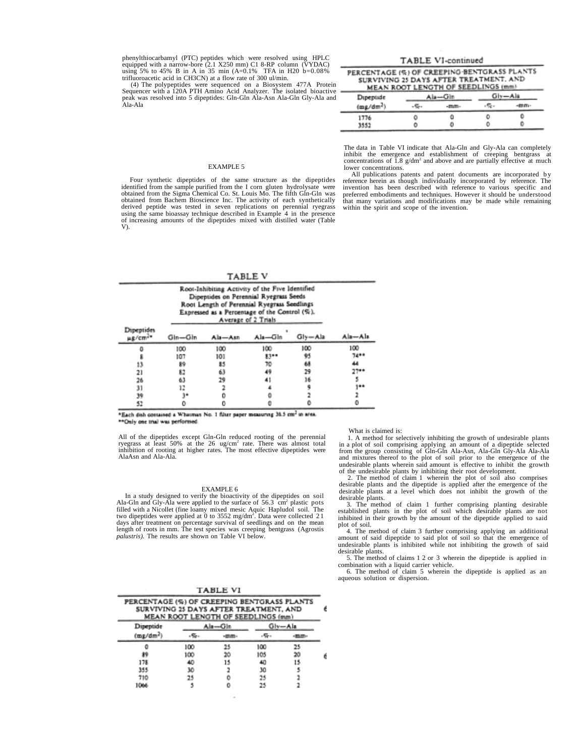phenylthiocarbamyl (PTC) peptides which were resolved using HPLC equipped with a narrow-bore (2.1 X250 mm) C1 8-RP column (VYDAC) using 5% to 45% B in A in 35 min (A=0.1% TFA in H20 b=0.08% trifluoroacetic acid in CH3CN) at a flow rate of 300 ul/min.

(4) The polypeptides were sequenced on a Biosystem 477A Protein Sequencer with a 120A PTH Amino Acid Analyzer. The isolated bioactive peak was resolved into 5 dipeptides: Gln-Gln Ala-Asn Ala-Gln Gly-Ala and Ala-Ala

## EXAMPLE 5

Four synthetic dipeptides of the same structure as the dipeptides identified from the sample purified from the I corn gluten hydrolysate were obtained from the Sigma Chemical Co. St. Louis Mo. The fifth Gln-Gln was obtained from Bachem Bioscience Inc. The activity of each synthetically derived peptide was tested in seven replications on perennial ryegrass using the same bioassay technique described in Example 4 in the presence of increasing amounts of the dipeptides mixed with distilled water (Table V).

TABLE V

Root-Inhibiting Activity of the Five Identified Dipeptides on Perennial Ryegrass Seeds Root Length of Perennial Ryegrass Seedlings Expressed as a Percentage of the Control (%). Average of 2 Trials

| Dipeptides $\mu g/cm^2$* | Gln—Gln | Ala—Asn | Ala—Gln | Gly—Ala | Ala—Ala |
|---|---|---|---|---|---|
| 0 | 100 | 100 | 100 | 100 | 100 |
| 8 | 107 | 101 | 83** | 95 | 74** |
| 13 | 89 | 85 | 70 | 68 | 44 |
| 21 | 82 | 63 | 49 | 29 | 27** |
| 26 | 63 | 29 | 41 | 16 | 5 |
| 31 | 12 | 2 | 4 | 9 | 1** |
| 39 | 3* | 0 | 0 | 2 | 2 |
| 52 | 0 | 0 | 0 | 0 | 0 |

*Each dish contained a Whatman No. 1 filter paper measuring 38.5 cm² in area.
**Only one trial was performed.

All of the dipeptides except Gln-Gln reduced rooting of the perennial ryegrass at least 50% at the 26 ug/cm² rate. There was almost total inhibition of rooting at higher rates. The most effective dipeptides were AlaAsn and Ala-Ala.

## EXAMPLE 6

In a study designed to verify the bioactivity of the dipeptides on soil Ala-Gln and Gly-Ala were applied to the surface of 56.3 cm² plastic pots filled with a Nicollet (fine loamy mixed mesic Aquic Hapludol soil. The two dipeptides were applied at 0 to 3552 mg/dm². Data were collected 21 days after treatment on percentage survival of seedlings and on the mean length of roots in mm. The test species was creeping bentgrass (Agrostis *palustris).* The results are shown on Table VI below.

TABLE VI

PERCENTAGE (%) OF CREEPING BENTGRASS PLANTS SURVIVING 25 DAYS AFTER TREATMENT, AND MEAN ROOT LENGTH OF SEEDLINGS (mm)

| Dipeptide | Ala—Gln | | Gly—Ala | |
|---|---|---|---|---|
| ($mg/dm^2$) | -%- | -mm- | -%- | -mm- |
| 0 | 100 | 25 | 100 | 25 |
| 89 | 100 | 20 | 105 | 20 |
| 178 | 40 | 15 | 40 | 15 |
| 355 | 30 | 2 | 30 | 5 |
| 710 | 25 | 0 | 25 | 2 |
| 1066 | 5 | 0 | 25 | 2 |
| 1776 | 0 | 0 | 0 | 0 |
| 3552 | 0 | 0 | 0 | 0 |

The data in Table VI indicate that Ala-Gln and Gly-Ala can completely inhibit the emergence and establishment of creeping bentgrass at concentrations of 1.8 g/dm² and above and are partially effective at much lower concentrations.

All publications patents and patent documents are incorporated by reference herein as though individually incorporated by reference. The invention has been described with reference to various specific and preferred embodiments and techniques. However it should be understood that many variations and modifications may be made while remaining within the spirit and scope of the invention.

What is claimed is:

1. A method for selectively inhibiting the growth of undesirable plants in a plot of soil comprising applying an amount of a dipeptide selected from the group consisting of Gln-Gln Ala-Asn, Ala-Gln Gly-Ala Ala-Ala and mixtures thereof to the plot of soil prior to the emergence of the undesirable plants wherein said amount is effective to inhibit the growth of the undesirable plants by inhibiting their root development.

2. The method of claim 1 wherein the plot of soil also comprises desirable plants and the dipeptide is applied after the emergence of the desirable plants at a level which does not inhibit the growth of the desirable plants.

3. The method of claim 1 further comprising planting desirable established plants in the plot of soil which desirable plants are not inhibited in their growth by the amount of the dipeptide applied to said plot of soil.

4. The method of claim 3 further comprising applying an additional amount of said dipeptide to said plot of soil so that the emergence of undesirable plants is inhibited while not inhibiting the growth of said desirable plants.

5. The method of claims 1 2 or 3 wherein the dipeptide is applied in combination with a liquid carrier vehicle.

6. The method of claim 5 wherein the dipeptide is applied as an aqueous solution or dispersion.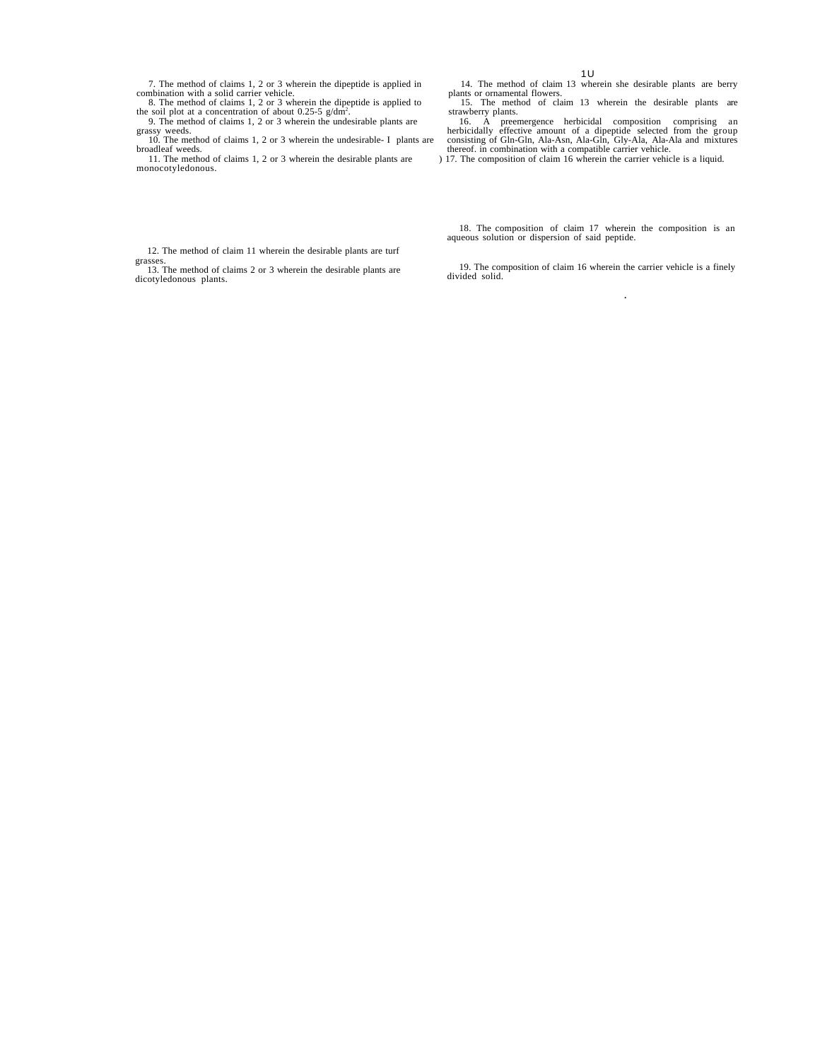7. The method of claims 1, 2 or 3 wherein the dipeptide is applied in combination with a solid carrier vehicle.

8. The method of claims 1, 2 or 3 wherein the dipeptide is applied to the soil plot at a concentration of about 0.25-5 $g/dm^2$.

9. The method of claims 1, 2 or 3 wherein the undesirable plants are grassy weeds.

10. The method of claims 1, 2 or 3 wherein the undesirable- I plants are broadleaf weeds.

11. The method of claims 1, 2 or 3 wherein the desirable plants are monocotyledonous.

12. The method of claim 11 wherein the desirable plants are turf grasses.

13. The method of claims 2 or 3 wherein the desirable plants are dicotyledonous plants.

14. The method of claim 13 wherein she desirable plants are berry plants or ornamental flowers.

15. The method of claim 13 wherein the desirable plants are strawberry plants.

16. A preemergence herbicidal composition comprising an herbicidally effective amount of a dipeptide selected from the group consisting of Gln-Gln, Ala-Asn, Ala-Gln, Gly-Ala, Ala-Ala and mixtures thereof. in combination with a compatible carrier vehicle.

17. The composition of claim 16 wherein the carrier vehicle is a liquid.

18. The composition of claim 17 wherein the composition is an aqueous solution or dispersion of said peptide.

19. The composition of claim 16 wherein the carrier vehicle is a finely divided solid.